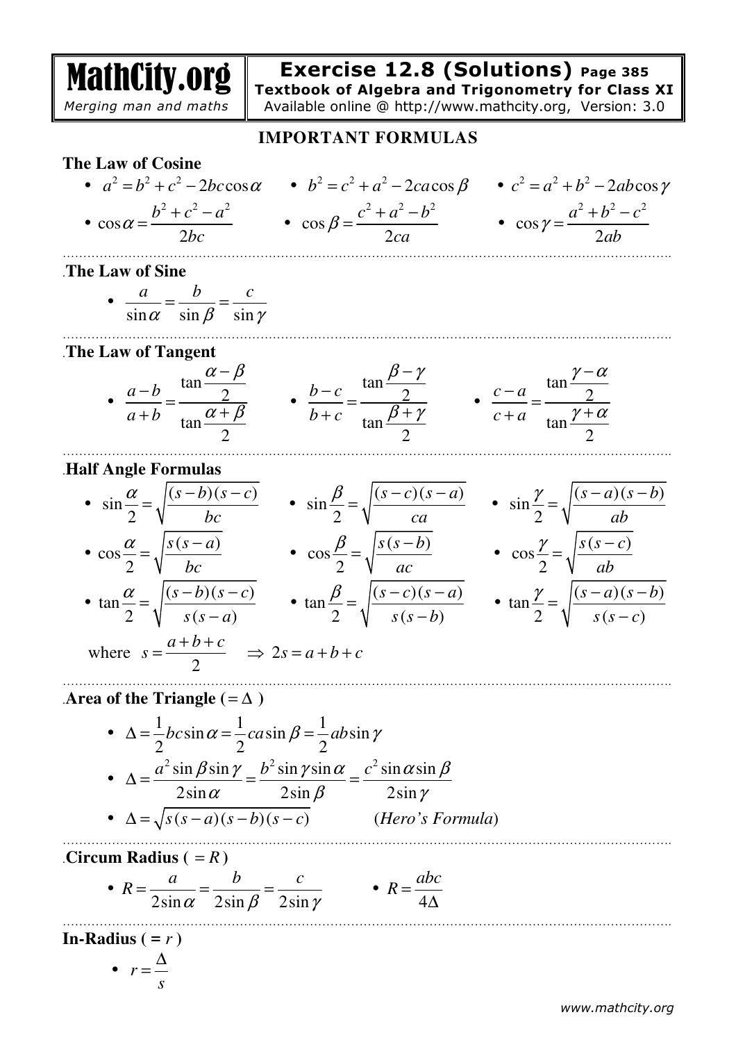# MathCity.org

*Merging man and maths*

## Exercise 12.8 (Solutions) Page 385

**Textbook of Algebra and Trigonometry for Class XI**

Available online @ http://www.mathcity.org, Version: 3.0

### IMPORTANT FORMULAS

**The Law of Cosine**

- $a^2 = b^2 + c^2 - 2bc\cos\alpha$
- $b^2 = c^2 + a^2 - 2ca\cos\beta$
- $c^2 = a^2 + b^2 - 2ab\cos\gamma$
- $\cos\alpha = \dfrac{b^2 + c^2 - a^2}{2bc}$
- $\cos\beta = \dfrac{c^2 + a^2 - b^2}{2ca}$
- $\cos\gamma = \dfrac{a^2 + b^2 - c^2}{2ab}$

**The Law of Sine**

- $\dfrac{a}{\sin\alpha} = \dfrac{b}{\sin\beta} = \dfrac{c}{\sin\gamma}$

**The Law of Tangent**

- $\dfrac{a-b}{a+b} = \dfrac{\tan\frac{\alpha-\beta}{2}}{\tan\frac{\alpha+\beta}{2}}$
- $\dfrac{b-c}{b+c} = \dfrac{\tan\frac{\beta-\gamma}{2}}{\tan\frac{\beta+\gamma}{2}}$
- $\dfrac{c-a}{c+a} = \dfrac{\tan\frac{\gamma-\alpha}{2}}{\tan\frac{\gamma+\alpha}{2}}$

**Half Angle Formulas**

- $\sin\dfrac{\alpha}{2} = \sqrt{\dfrac{(s-b)(s-c)}{bc}}$
- $\sin\dfrac{\beta}{2} = \sqrt{\dfrac{(s-c)(s-a)}{ca}}$
- $\sin\dfrac{\gamma}{2} = \sqrt{\dfrac{(s-a)(s-b)}{ab}}$
- $\cos\dfrac{\alpha}{2} = \sqrt{\dfrac{s(s-a)}{bc}}$
- $\cos\dfrac{\beta}{2} = \sqrt{\dfrac{s(s-b)}{ac}}$
- $\cos\dfrac{\gamma}{2} = \sqrt{\dfrac{s(s-c)}{ab}}$
- $\tan\dfrac{\alpha}{2} = \sqrt{\dfrac{(s-b)(s-c)}{s(s-a)}}$
- $\tan\dfrac{\beta}{2} = \sqrt{\dfrac{(s-c)(s-a)}{s(s-b)}}$
- $\tan\dfrac{\gamma}{2} = \sqrt{\dfrac{(s-a)(s-b)}{s(s-c)}}$

where $s = \dfrac{a+b+c}{2} \quad \Rightarrow \; 2s = a+b+c$

**Area of the Triangle ( $= \Delta$ )**

- $\Delta = \dfrac{1}{2}bc\sin\alpha = \dfrac{1}{2}ca\sin\beta = \dfrac{1}{2}ab\sin\gamma$
- $\Delta = \dfrac{a^2\sin\beta\sin\gamma}{2\sin\alpha} = \dfrac{b^2\sin\gamma\sin\alpha}{2\sin\beta} = \dfrac{c^2\sin\alpha\sin\beta}{2\sin\gamma}$
- $\Delta = \sqrt{s(s-a)(s-b)(s-c)}$ (*Hero's Formula*)

**Circum Radius ( $= R$ )**

- $R = \dfrac{a}{2\sin\alpha} = \dfrac{b}{2\sin\beta} = \dfrac{c}{2\sin\gamma}$
- $R = \dfrac{abc}{4\Delta}$

**In-Radius ( $= r$ )**

- $r = \dfrac{\Delta}{s}$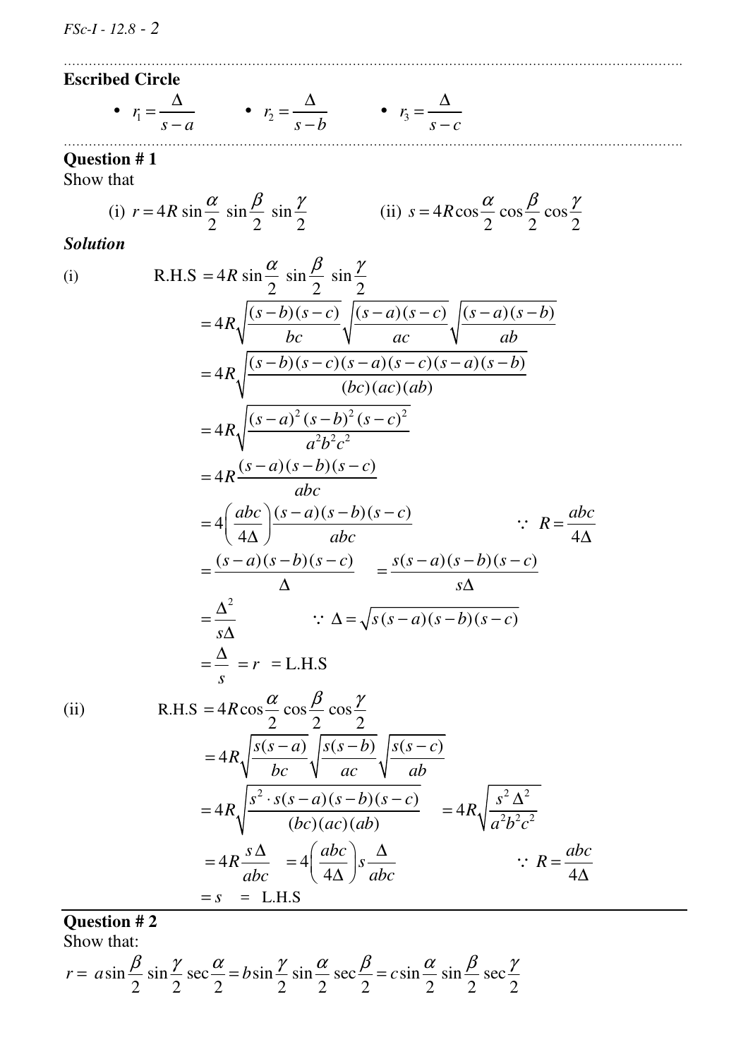### Escribed Circle

- $r_1 = \dfrac{\Delta}{s-a}$
- $r_2 = \dfrac{\Delta}{s-b}$
- $r_3 = \dfrac{\Delta}{s-c}$

### Question # 1

Show that

(i) $r = 4R\sin\dfrac{\alpha}{2}\,\sin\dfrac{\beta}{2}\,\sin\dfrac{\gamma}{2}$ (ii) $s = 4R\cos\dfrac{\alpha}{2}\cos\dfrac{\beta}{2}\cos\dfrac{\gamma}{2}$

***Solution***

(i)

$$
\begin{aligned}
\text{R.H.S} &= 4R\sin\frac{\alpha}{2}\,\sin\frac{\beta}{2}\,\sin\frac{\gamma}{2} \\
&= 4R\sqrt{\frac{(s-b)(s-c)}{bc}}\sqrt{\frac{(s-a)(s-c)}{ac}}\sqrt{\frac{(s-a)(s-b)}{ab}} \\
&= 4R\sqrt{\frac{(s-b)(s-c)(s-a)(s-c)(s-a)(s-b)}{(bc)(ac)(ab)}} \\
&= 4R\sqrt{\frac{(s-a)^2(s-b)^2(s-c)^2}{a^2b^2c^2}} \\
&= 4R\frac{(s-a)(s-b)(s-c)}{abc} \\
&= 4\left(\frac{abc}{4\Delta}\right)\frac{(s-a)(s-b)(s-c)}{abc} \qquad \because\ R = \frac{abc}{4\Delta} \\
&= \frac{(s-a)(s-b)(s-c)}{\Delta} \quad = \frac{s(s-a)(s-b)(s-c)}{s\Delta} \\
&= \frac{\Delta^2}{s\Delta} \qquad \because\ \Delta = \sqrt{s(s-a)(s-b)(s-c)} \\
&= \frac{\Delta}{s} = r \ = \text{L.H.S}
\end{aligned}
$$

(ii)

$$
\begin{aligned}
\text{R.H.S} &= 4R\cos\frac{\alpha}{2}\cos\frac{\beta}{2}\cos\frac{\gamma}{2} \\
&= 4R\sqrt{\frac{s(s-a)}{bc}}\sqrt{\frac{s(s-b)}{ac}}\sqrt{\frac{s(s-c)}{ab}} \\
&= 4R\sqrt{\frac{s^2\cdot s(s-a)(s-b)(s-c)}{(bc)(ac)(ab)}} \quad = 4R\sqrt{\frac{s^2\Delta^2}{a^2b^2c^2}} \\
&= 4R\frac{s\Delta}{abc} \quad = 4\left(\frac{abc}{4\Delta}\right)s\frac{\Delta}{abc} \qquad \because\ R = \frac{abc}{4\Delta} \\
&= s \ = \ \text{L.H.S}
\end{aligned}
$$

### Question # 2

Show that:

$$r = a\sin\frac{\beta}{2}\sin\frac{\gamma}{2}\sec\frac{\alpha}{2} = b\sin\frac{\gamma}{2}\sin\frac{\alpha}{2}\sec\frac{\beta}{2} = c\sin\frac{\alpha}{2}\sin\frac{\beta}{2}\sec\frac{\gamma}{2}$$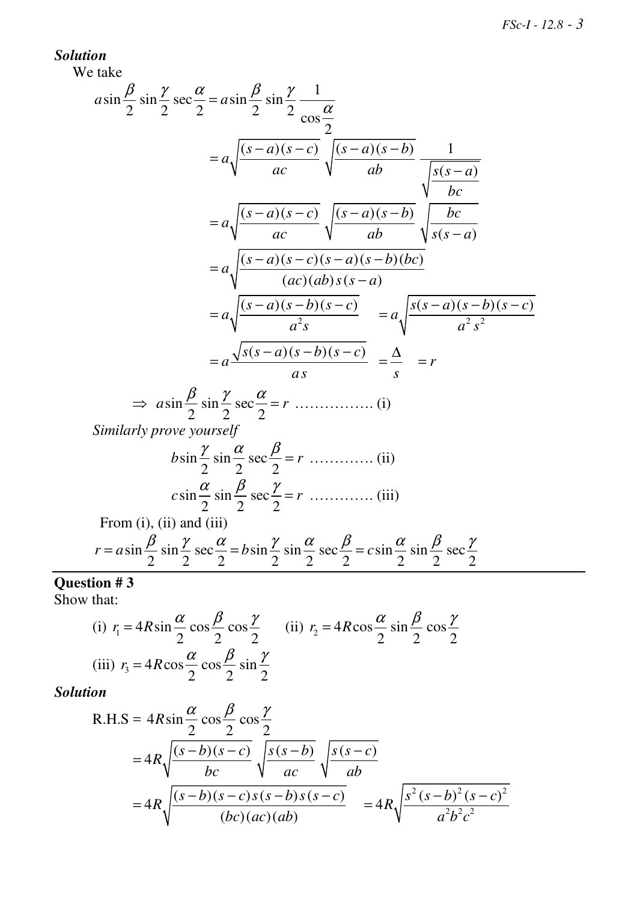***Solution***

We take

$$a\sin\frac{\beta}{2}\sin\frac{\gamma}{2}\sec\frac{\alpha}{2} = a\sin\frac{\beta}{2}\sin\frac{\gamma}{2}\frac{1}{\cos\frac{\alpha}{2}}$$

$$= a\sqrt{\frac{(s-a)(s-c)}{ac}}\sqrt{\frac{(s-a)(s-b)}{ab}}\frac{1}{\sqrt{\frac{s(s-a)}{bc}}}$$

$$= a\sqrt{\frac{(s-a)(s-c)}{ac}}\sqrt{\frac{(s-a)(s-b)}{ab}}\sqrt{\frac{bc}{s(s-a)}}$$

$$= a\sqrt{\frac{(s-a)(s-c)(s-a)(s-b)(bc)}{(ac)(ab)s(s-a)}}$$

$$= a\sqrt{\frac{(s-a)(s-b)(s-c)}{a^2 s}} \quad = a\sqrt{\frac{s(s-a)(s-b)(s-c)}{a^2 s^2}}$$

$$= a\frac{\sqrt{s(s-a)(s-b)(s-c)}}{a\,s} \quad = \frac{\Delta}{s} \quad = r$$

$$\Rightarrow \; a\sin\frac{\beta}{2}\sin\frac{\gamma}{2}\sec\frac{\alpha}{2} = r \; \ldots\ldots\ldots\ldots\ldots \text{(i)}$$

*Similarly prove yourself*

$$b\sin\frac{\gamma}{2}\sin\frac{\alpha}{2}\sec\frac{\beta}{2} = r \; \ldots\ldots\ldots\ldots \text{(ii)}$$

$$c\sin\frac{\alpha}{2}\sin\frac{\beta}{2}\sec\frac{\gamma}{2} = r \; \ldots\ldots\ldots\ldots \text{(iii)}$$

From (i), (ii) and (iii)

$$r = a\sin\frac{\beta}{2}\sin\frac{\gamma}{2}\sec\frac{\alpha}{2} = b\sin\frac{\gamma}{2}\sin\frac{\alpha}{2}\sec\frac{\beta}{2} = c\sin\frac{\alpha}{2}\sin\frac{\beta}{2}\sec\frac{\gamma}{2}$$

---

## Question # 3

Show that:

(i) $r_1 = 4R\sin\frac{\alpha}{2}\cos\frac{\beta}{2}\cos\frac{\gamma}{2}$ (ii) $r_2 = 4R\cos\frac{\alpha}{2}\sin\frac{\beta}{2}\cos\frac{\gamma}{2}$

(iii) $r_3 = 4R\cos\frac{\alpha}{2}\cos\frac{\beta}{2}\sin\frac{\gamma}{2}$

***Solution***

$$\text{R.H.S} = 4R\sin\frac{\alpha}{2}\cos\frac{\beta}{2}\cos\frac{\gamma}{2}$$

$$= 4R\sqrt{\frac{(s-b)(s-c)}{bc}}\sqrt{\frac{s(s-b)}{ac}}\sqrt{\frac{s(s-c)}{ab}}$$

$$= 4R\sqrt{\frac{(s-b)(s-c)s(s-b)s(s-c)}{(bc)(ac)(ab)}} \quad = 4R\sqrt{\frac{s^2(s-b)^2(s-c)^2}{a^2b^2c^2}}$$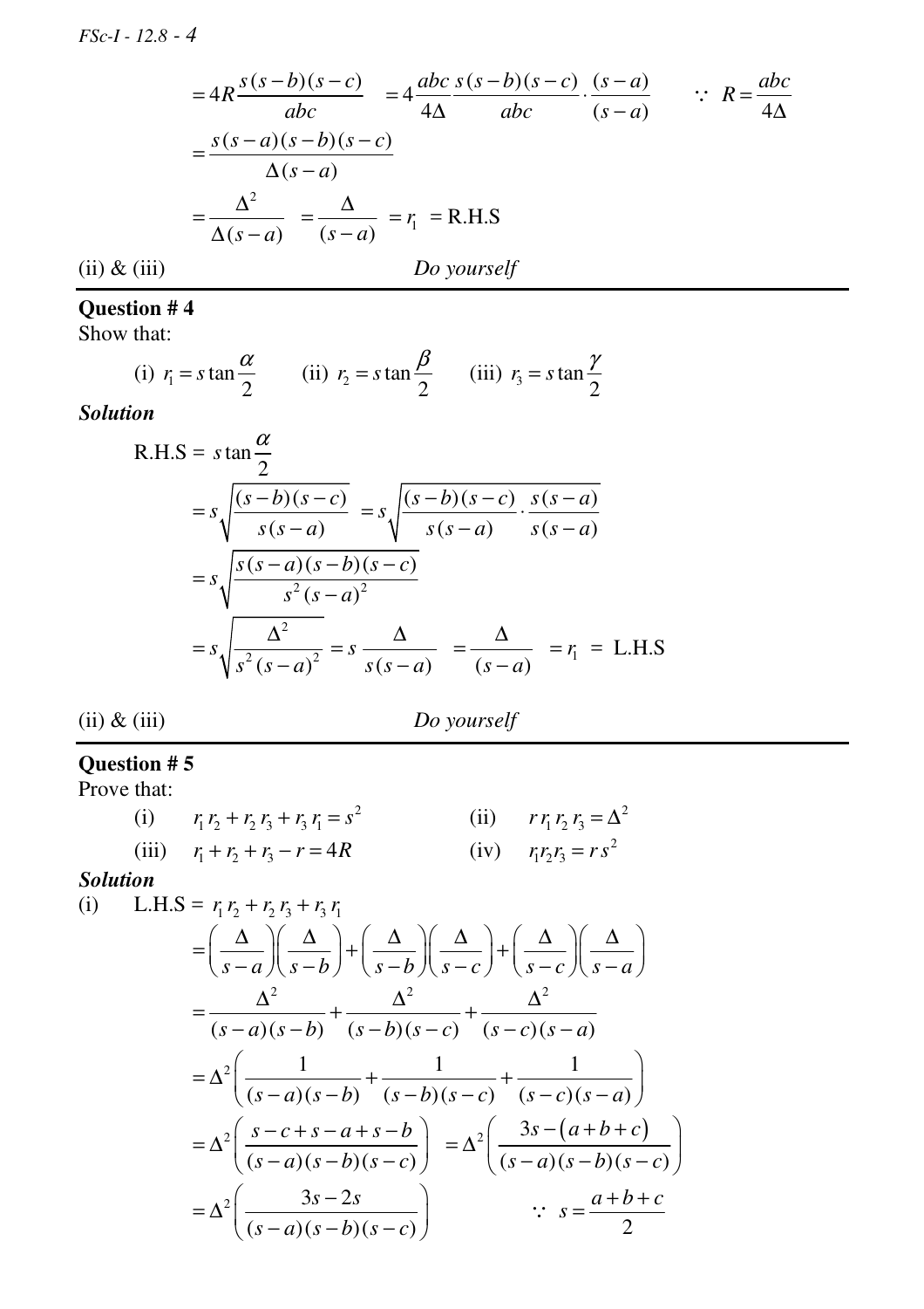$$= 4R\frac{s(s-b)(s-c)}{abc} \quad = 4\frac{abc}{4\Delta}\frac{s(s-b)(s-c)}{abc}\cdot\frac{(s-a)}{(s-a)} \qquad \because\ R = \frac{abc}{4\Delta}$$

$$= \frac{s(s-a)(s-b)(s-c)}{\Delta(s-a)}$$

$$= \frac{\Delta^2}{\Delta(s-a)} \quad = \frac{\Delta}{(s-a)} \quad = r_1 \quad = \text{R.H.S}$$

(ii) & (iii) *Do yourself*

---

**Question # 4**

Show that:

(i) $r_1 = s\tan\dfrac{\alpha}{2}$ (ii) $r_2 = s\tan\dfrac{\beta}{2}$ (iii) $r_3 = s\tan\dfrac{\gamma}{2}$

***Solution***

$$\text{R.H.S} = s\tan\frac{\alpha}{2}$$

$$= s\sqrt{\frac{(s-b)(s-c)}{s(s-a)}} \quad = s\sqrt{\frac{(s-b)(s-c)}{s(s-a)}\cdot\frac{s(s-a)}{s(s-a)}}$$

$$= s\sqrt{\frac{s(s-a)(s-b)(s-c)}{s^2(s-a)^2}}$$

$$= s\sqrt{\frac{\Delta^2}{s^2(s-a)^2}} = s\,\frac{\Delta}{s(s-a)} \quad = \frac{\Delta}{(s-a)} \quad = r_1 \ = \text{ L.H.S}$$

(ii) & (iii) *Do yourself*

---

**Question # 5**

Prove that:

(i) $r_1r_2 + r_2r_3 + r_3r_1 = s^2$ (ii) $rr_1r_2r_3 = \Delta^2$

(iii) $r_1 + r_2 + r_3 - r = 4R$ (iv) $r_1r_2r_3 = rs^2$

***Solution***

(i) $\text{L.H.S} = r_1r_2 + r_2r_3 + r_3r_1$

$$= \left(\frac{\Delta}{s-a}\right)\left(\frac{\Delta}{s-b}\right) + \left(\frac{\Delta}{s-b}\right)\left(\frac{\Delta}{s-c}\right) + \left(\frac{\Delta}{s-c}\right)\left(\frac{\Delta}{s-a}\right)$$

$$= \frac{\Delta^2}{(s-a)(s-b)} + \frac{\Delta^2}{(s-b)(s-c)} + \frac{\Delta^2}{(s-c)(s-a)}$$

$$= \Delta^2\left(\frac{1}{(s-a)(s-b)} + \frac{1}{(s-b)(s-c)} + \frac{1}{(s-c)(s-a)}\right)$$

$$= \Delta^2\left(\frac{s-c+s-a+s-b}{(s-a)(s-b)(s-c)}\right) \quad = \Delta^2\left(\frac{3s-(a+b+c)}{(s-a)(s-b)(s-c)}\right)$$

$$= \Delta^2\left(\frac{3s-2s}{(s-a)(s-b)(s-c)}\right) \qquad \because\ s = \frac{a+b+c}{2}$$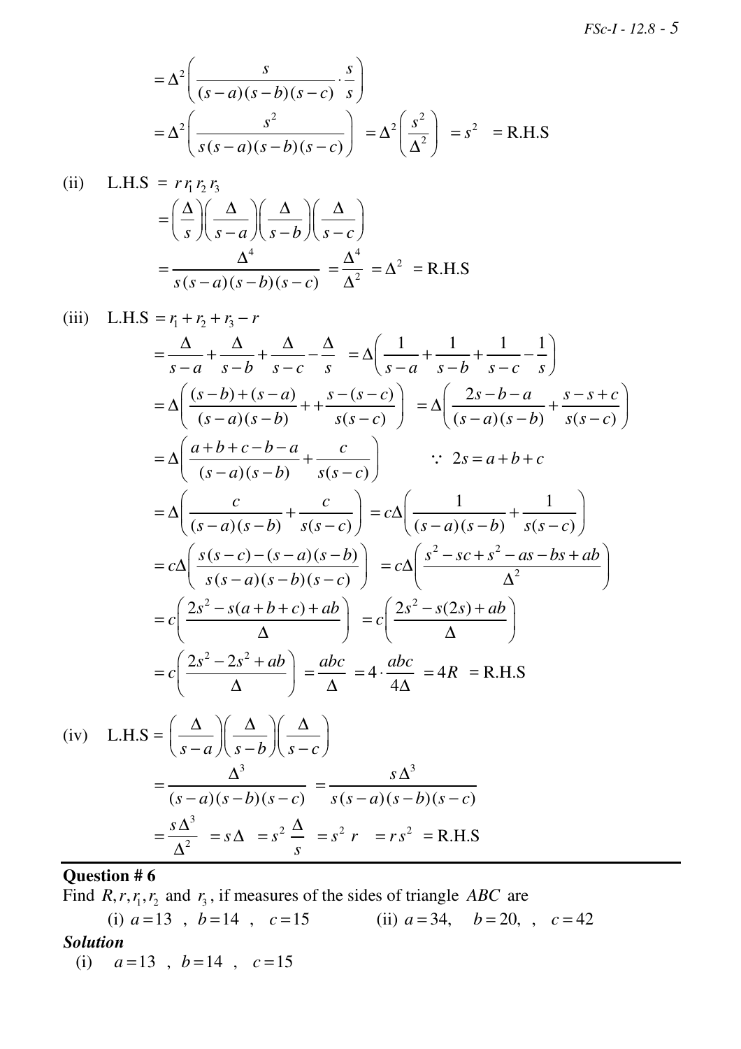$$= \Delta^2 \left( \frac{s}{(s-a)(s-b)(s-c)} \cdot \frac{s}{s} \right)$$

$$= \Delta^2 \left( \frac{s^2}{s(s-a)(s-b)(s-c)} \right) = \Delta^2 \left( \frac{s^2}{\Delta^2} \right) = s^2 = \text{R.H.S}$$

(ii) L.H.S $= r r_1 r_2 r_3$

$$= \left( \frac{\Delta}{s} \right) \left( \frac{\Delta}{s-a} \right) \left( \frac{\Delta}{s-b} \right) \left( \frac{\Delta}{s-c} \right)$$

$$= \frac{\Delta^4}{s(s-a)(s-b)(s-c)} = \frac{\Delta^4}{\Delta^2} = \Delta^2 = \text{R.H.S}$$

(iii) L.H.S $= r_1 + r_2 + r_3 - r$

$$= \frac{\Delta}{s-a} + \frac{\Delta}{s-b} + \frac{\Delta}{s-c} - \frac{\Delta}{s} = \Delta \left( \frac{1}{s-a} + \frac{1}{s-b} + \frac{1}{s-c} - \frac{1}{s} \right)$$

$$= \Delta \left( \frac{(s-b)+(s-a)}{(s-a)(s-b)} + + \frac{s-(s-c)}{s(s-c)} \right) = \Delta \left( \frac{2s-b-a}{(s-a)(s-b)} + \frac{s-s+c}{s(s-c)} \right)$$

$$= \Delta \left( \frac{a+b+c-b-a}{(s-a)(s-b)} + \frac{c}{s(s-c)} \right) \qquad \because \ 2s = a+b+c$$

$$= \Delta \left( \frac{c}{(s-a)(s-b)} + \frac{c}{s(s-c)} \right) = c\Delta \left( \frac{1}{(s-a)(s-b)} + \frac{1}{s(s-c)} \right)$$

$$= c\Delta \left( \frac{s(s-c)-(s-a)(s-b)}{s(s-a)(s-b)(s-c)} \right) = c\Delta \left( \frac{s^2 - sc + s^2 - as - bs + ab}{\Delta^2} \right)$$

$$= c \left( \frac{2s^2 - s(a+b+c) + ab}{\Delta} \right) = c \left( \frac{2s^2 - s(2s) + ab}{\Delta} \right)$$

$$= c \left( \frac{2s^2 - 2s^2 + ab}{\Delta} \right) = \frac{abc}{\Delta} = 4 \cdot \frac{abc}{4\Delta} = 4R = \text{R.H.S}$$

(iv) L.H.S $= \left( \frac{\Delta}{s-a} \right) \left( \frac{\Delta}{s-b} \right) \left( \frac{\Delta}{s-c} \right)$

$$= \frac{\Delta^3}{(s-a)(s-b)(s-c)} = \frac{s\Delta^3}{s(s-a)(s-b)(s-c)}$$

$$= \frac{s\Delta^3}{\Delta^2} = s\Delta = s^2 \frac{\Delta}{s} = s^2 r = r s^2 = \text{R.H.S}$$

---

**Question # 6**

Find $R, r, r_1, r_2$ and $r_3$, if measures of the sides of triangle $ABC$ are

(i) $a = 13$ , $b = 14$ , $c = 15$ (ii) $a = 34,$ $b = 20,$ , $c = 42$

***Solution***

(i) $a = 13$ , $b = 14$ , $c = 15$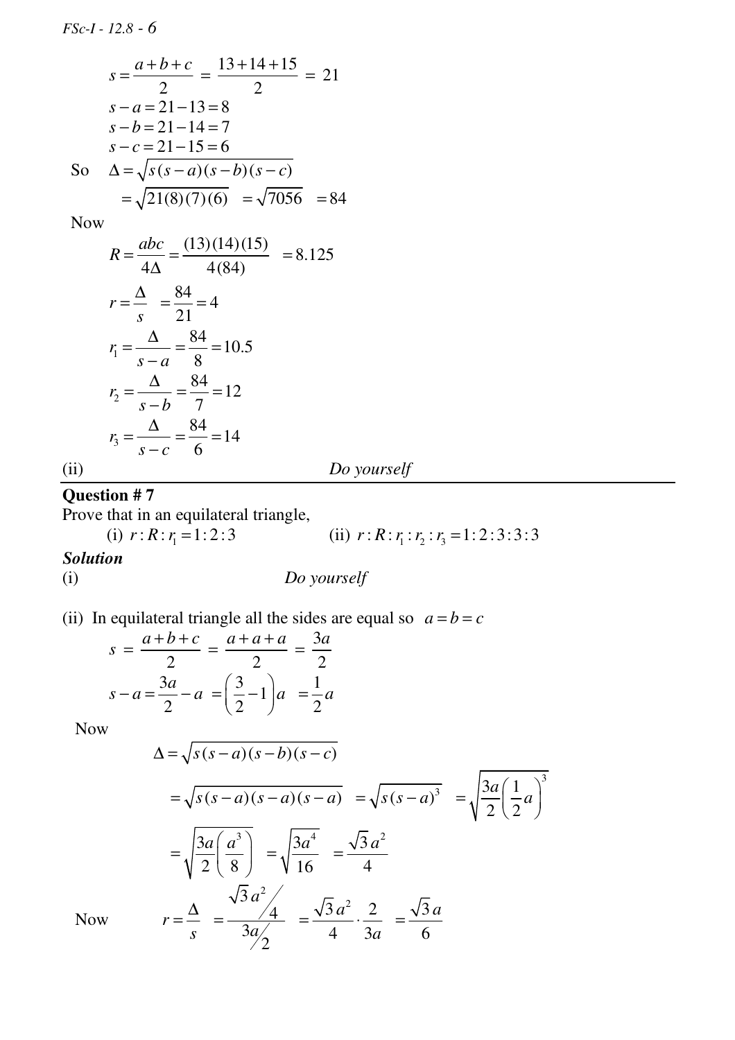$$s = \frac{a+b+c}{2} = \frac{13+14+15}{2} = 21$$

$$s-a = 21-13 = 8$$

$$s-b = 21-14 = 7$$

$$s-c = 21-15 = 6$$

So $\quad \Delta = \sqrt{s(s-a)(s-b)(s-c)}$

$$= \sqrt{21(8)(7)(6)} \quad = \sqrt{7056} \quad = 84$$

Now

$$R = \frac{abc}{4\Delta} = \frac{(13)(14)(15)}{4(84)} \quad = 8.125$$

$$r = \frac{\Delta}{s} \quad = \frac{84}{21} = 4$$

$$r_1 = \frac{\Delta}{s-a} = \frac{84}{8} = 10.5$$

$$r_2 = \frac{\Delta}{s-b} = \frac{84}{7} = 12$$

$$r_3 = \frac{\Delta}{s-c} = \frac{84}{6} = 14$$

(ii) *Do yourself*

---

**Question # 7**

Prove that in an equilateral triangle,

(i) $r : R : r_1 = 1 : 2 : 3$ (ii) $r : R : r_1 : r_2 : r_3 = 1 : 2 : 3 : 3 : 3$

***Solution***

(i) *Do yourself*

(ii) In equilateral triangle all the sides are equal so $a = b = c$

$$s = \frac{a+b+c}{2} = \frac{a+a+a}{2} = \frac{3a}{2}$$

$$s-a = \frac{3a}{2} - a = \left(\frac{3}{2}-1\right)a \quad = \frac{1}{2}a$$

Now

$$\Delta = \sqrt{s(s-a)(s-b)(s-c)}$$

$$= \sqrt{s(s-a)(s-a)(s-a)} \quad = \sqrt{s(s-a)^3} \quad = \sqrt{\frac{3a}{2}\left(\frac{1}{2}a\right)^3}$$

$$= \sqrt{\frac{3a}{2}\left(\frac{a^3}{8}\right)} \quad = \sqrt{\frac{3a^4}{16}} \quad = \frac{\sqrt{3}\,a^2}{4}$$

Now $\quad r = \frac{\Delta}{s} \quad = \frac{\sqrt{3}\,a^2 / 4}{3a / 2} \quad = \frac{\sqrt{3}\,a^2}{4} \cdot \frac{2}{3a} \quad = \frac{\sqrt{3}\,a}{6}$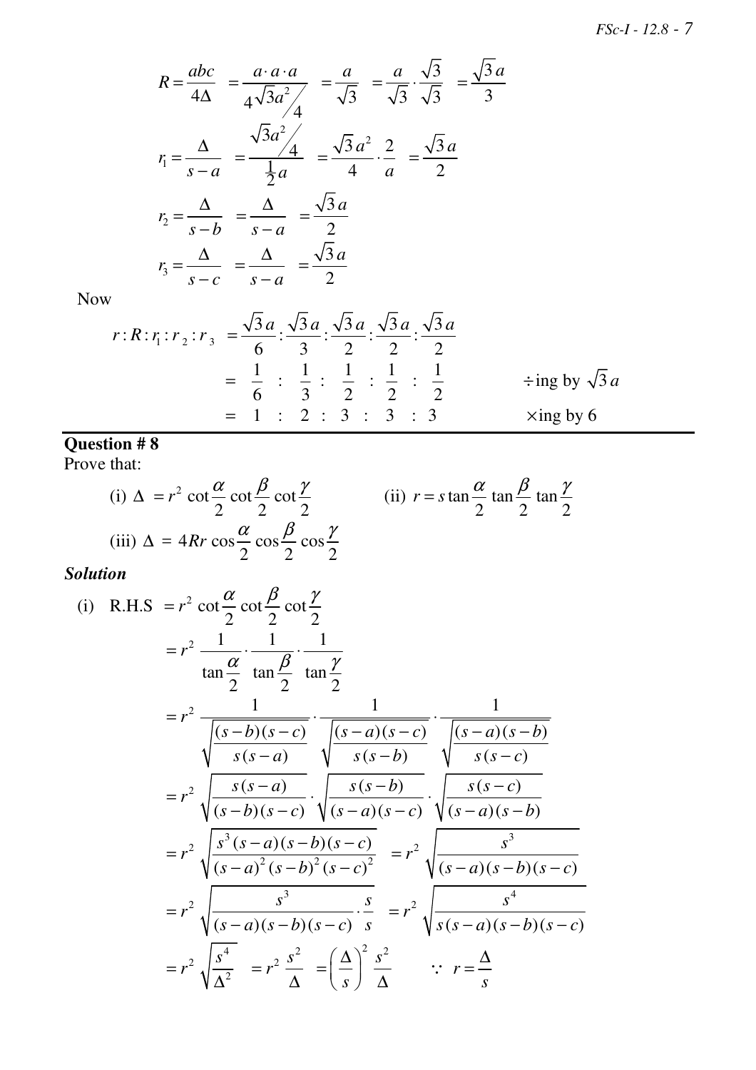$$R = \frac{abc}{4\Delta} = \frac{a\cdot a\cdot a}{4\sqrt{3}a^2/4} = \frac{a}{\sqrt{3}} = \frac{a}{\sqrt{3}}\cdot\frac{\sqrt{3}}{\sqrt{3}} = \frac{\sqrt{3}\,a}{3}$$

$$r_1 = \frac{\Delta}{s-a} = \frac{\sqrt{3}a^2/4}{\frac{1}{2}a} = \frac{\sqrt{3}\,a^2}{4}\cdot\frac{2}{a} = \frac{\sqrt{3}\,a}{2}$$

$$r_2 = \frac{\Delta}{s-b} = \frac{\Delta}{s-a} = \frac{\sqrt{3}\,a}{2}$$

$$r_3 = \frac{\Delta}{s-c} = \frac{\Delta}{s-a} = \frac{\sqrt{3}\,a}{2}$$

Now

$$r:R:r_1:r_2:r_3 = \frac{\sqrt{3}\,a}{6}:\frac{\sqrt{3}\,a}{3}:\frac{\sqrt{3}\,a}{2}:\frac{\sqrt{3}\,a}{2}:\frac{\sqrt{3}\,a}{2}$$

$$= \frac{1}{6}:\frac{1}{3}:\frac{1}{2}:\frac{1}{2}:\frac{1}{2} \qquad \div\text{ing by } \sqrt{3}\,a$$

$$= 1:2:3:3:3 \qquad \times\text{ing by } 6$$

---

**Question # 8**

Prove that:

(i) $\Delta = r^2\cot\dfrac{\alpha}{2}\cot\dfrac{\beta}{2}\cot\dfrac{\gamma}{2}$ (ii) $r = s\tan\dfrac{\alpha}{2}\tan\dfrac{\beta}{2}\tan\dfrac{\gamma}{2}$

(iii) $\Delta = 4Rr\cos\dfrac{\alpha}{2}\cos\dfrac{\beta}{2}\cos\dfrac{\gamma}{2}$

***Solution***

(i) R.H.S $= r^2\cot\dfrac{\alpha}{2}\cot\dfrac{\beta}{2}\cot\dfrac{\gamma}{2}$

$$= r^2\,\frac{1}{\tan\frac{\alpha}{2}}\cdot\frac{1}{\tan\frac{\beta}{2}}\cdot\frac{1}{\tan\frac{\gamma}{2}}$$

$$= r^2\,\frac{1}{\sqrt{\frac{(s-b)(s-c)}{s(s-a)}}}\cdot\frac{1}{\sqrt{\frac{(s-a)(s-c)}{s(s-b)}}}\cdot\frac{1}{\sqrt{\frac{(s-a)(s-b)}{s(s-c)}}}$$

$$= r^2\sqrt{\frac{s(s-a)}{(s-b)(s-c)}}\cdot\sqrt{\frac{s(s-b)}{(s-a)(s-c)}}\cdot\sqrt{\frac{s(s-c)}{(s-a)(s-b)}}$$

$$= r^2\sqrt{\frac{s^3(s-a)(s-b)(s-c)}{(s-a)^2(s-b)^2(s-c)^2}} = r^2\sqrt{\frac{s^3}{(s-a)(s-b)(s-c)}}$$

$$= r^2\sqrt{\frac{s^3}{(s-a)(s-b)(s-c)}\cdot\frac{s}{s}} = r^2\sqrt{\frac{s^4}{s(s-a)(s-b)(s-c)}}$$

$$= r^2\sqrt{\frac{s^4}{\Delta^2}} = r^2\,\frac{s^2}{\Delta} = \left(\frac{\Delta}{s}\right)^2\frac{s^2}{\Delta} \qquad \because\ r = \frac{\Delta}{s}$$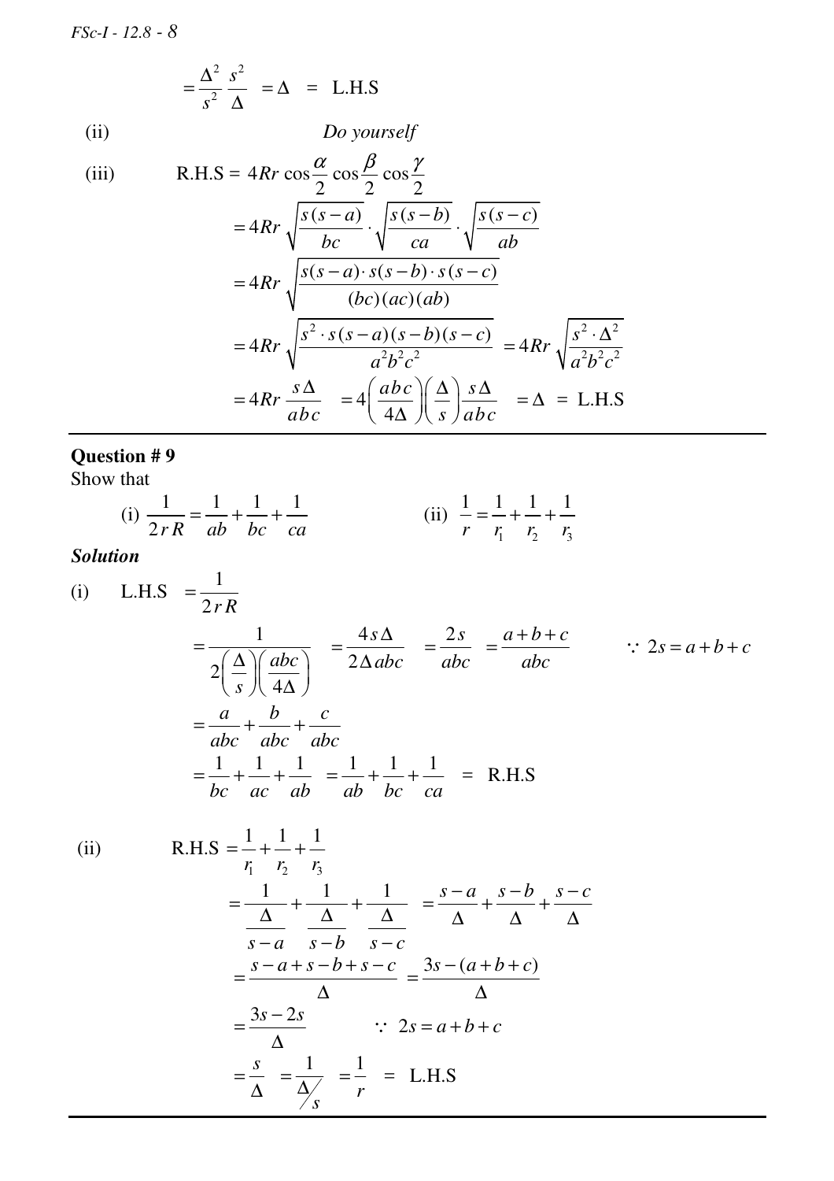$$= \frac{\Delta^2}{s^2}\frac{s^2}{\Delta} = \Delta = \text{L.H.S}$$

(ii) *Do yourself*

(iii) $$\text{R.H.S} = 4Rr\cos\frac{\alpha}{2}\cos\frac{\beta}{2}\cos\frac{\gamma}{2}$$

$$= 4Rr\sqrt{\frac{s(s-a)}{bc}}\cdot\sqrt{\frac{s(s-b)}{ca}}\cdot\sqrt{\frac{s(s-c)}{ab}}$$

$$= 4Rr\sqrt{\frac{s(s-a)\cdot s(s-b)\cdot s(s-c)}{(bc)(ac)(ab)}}$$

$$= 4Rr\sqrt{\frac{s^2\cdot s(s-a)(s-b)(s-c)}{a^2b^2c^2}} = 4Rr\sqrt{\frac{s^2\cdot\Delta^2}{a^2b^2c^2}}$$

$$= 4Rr\frac{s\Delta}{abc} = 4\left(\frac{abc}{4\Delta}\right)\left(\frac{\Delta}{s}\right)\frac{s\Delta}{abc} = \Delta = \text{L.H.S}$$

---

**Question # 9**

Show that

(i) $\dfrac{1}{2rR} = \dfrac{1}{ab} + \dfrac{1}{bc} + \dfrac{1}{ca}$ (ii) $\dfrac{1}{r} = \dfrac{1}{r_1} + \dfrac{1}{r_2} + \dfrac{1}{r_3}$

***Solution***

(i) $$\text{L.H.S} = \frac{1}{2rR}$$

$$= \frac{1}{2\left(\frac{\Delta}{s}\right)\left(\frac{abc}{4\Delta}\right)} = \frac{4s\Delta}{2\Delta abc} = \frac{2s}{abc} = \frac{a+b+c}{abc} \qquad \because 2s = a+b+c$$

$$= \frac{a}{abc} + \frac{b}{abc} + \frac{c}{abc}$$

$$= \frac{1}{bc} + \frac{1}{ac} + \frac{1}{ab} = \frac{1}{ab} + \frac{1}{bc} + \frac{1}{ca} = \text{R.H.S}$$

(ii) $$\text{R.H.S} = \frac{1}{r_1} + \frac{1}{r_2} + \frac{1}{r_3}$$

$$= \frac{1}{\frac{\Delta}{s-a}} + \frac{1}{\frac{\Delta}{s-b}} + \frac{1}{\frac{\Delta}{s-c}} = \frac{s-a}{\Delta} + \frac{s-b}{\Delta} + \frac{s-c}{\Delta}$$

$$= \frac{s-a+s-b+s-c}{\Delta} = \frac{3s-(a+b+c)}{\Delta}$$

$$= \frac{3s-2s}{\Delta} \qquad \because 2s = a+b+c$$

$$= \frac{s}{\Delta} = \frac{1}{\Delta/s} = \frac{1}{r} = \text{L.H.S}$$

---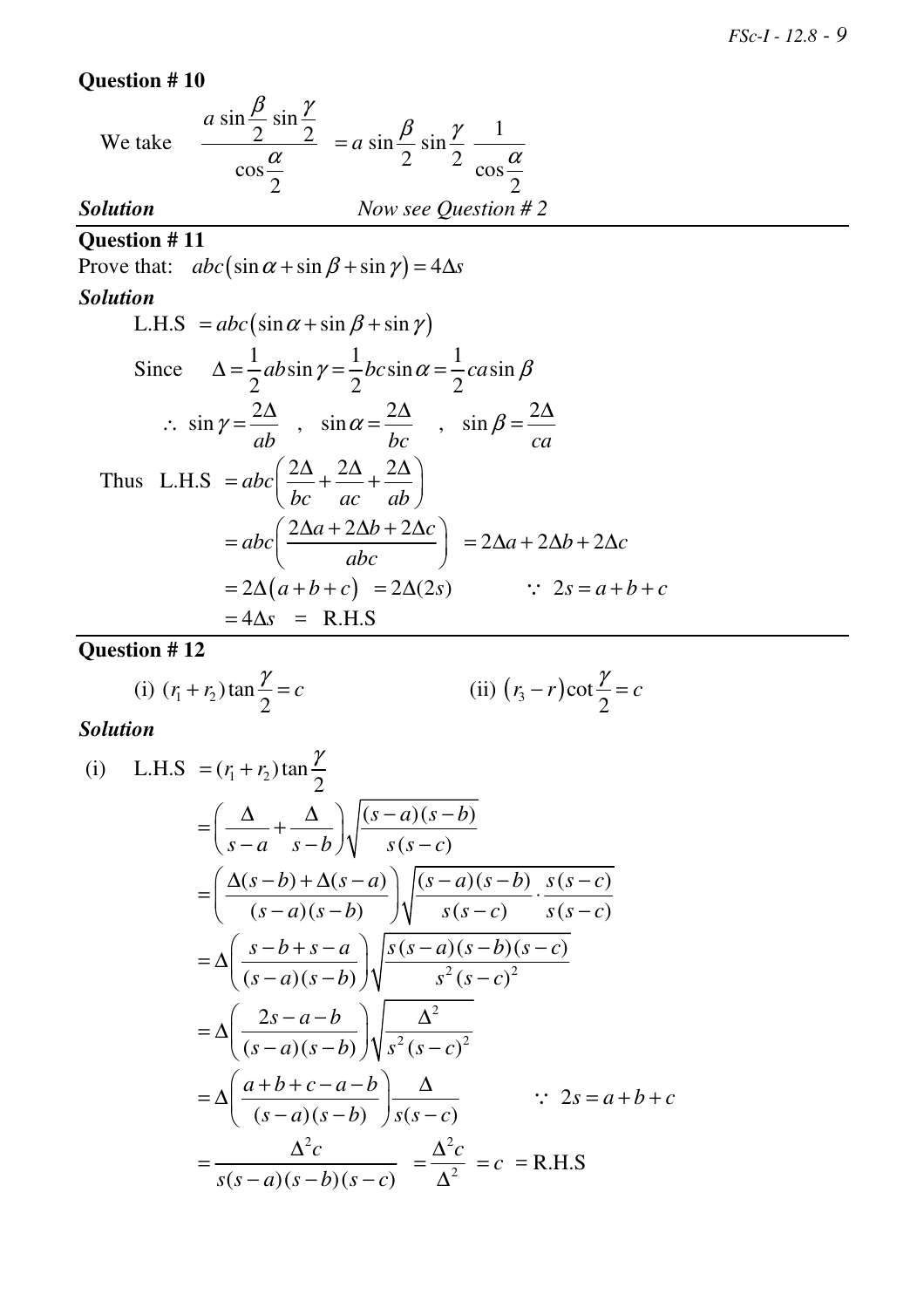**Question # 10**

We take $\dfrac{a\sin\dfrac{\beta}{2}\sin\dfrac{\gamma}{2}}{\cos\dfrac{\alpha}{2}} = a\sin\dfrac{\beta}{2}\sin\dfrac{\gamma}{2}\ \dfrac{1}{\cos\dfrac{\alpha}{2}}$

***Solution*** *Now see Question # 2*

---

**Question # 11**

Prove that: $abc(\sin\alpha+\sin\beta+\sin\gamma)=4\Delta s$

***Solution***

$$\text{L.H.S} = abc(\sin\alpha+\sin\beta+\sin\gamma)$$

Since $\Delta = \dfrac{1}{2}ab\sin\gamma = \dfrac{1}{2}bc\sin\alpha = \dfrac{1}{2}ca\sin\beta$

$$\therefore\ \sin\gamma = \frac{2\Delta}{ab}\quad,\quad \sin\alpha = \frac{2\Delta}{bc}\quad,\quad \sin\beta = \frac{2\Delta}{ca}$$

Thus

$$\begin{aligned}
\text{L.H.S} &= abc\left(\frac{2\Delta}{bc}+\frac{2\Delta}{ac}+\frac{2\Delta}{ab}\right)\\
&= abc\left(\frac{2\Delta a+2\Delta b+2\Delta c}{abc}\right) = 2\Delta a+2\Delta b+2\Delta c\\
&= 2\Delta(a+b+c) = 2\Delta(2s) \qquad \because\ 2s=a+b+c\\
&= 4\Delta s = \text{R.H.S}
\end{aligned}$$

---

**Question # 12**

(i) $(r_1+r_2)\tan\dfrac{\gamma}{2}=c$ (ii) $(r_3-r)\cot\dfrac{\gamma}{2}=c$

***Solution***

(i)

$$\begin{aligned}
\text{L.H.S} &= (r_1+r_2)\tan\frac{\gamma}{2}\\
&= \left(\frac{\Delta}{s-a}+\frac{\Delta}{s-b}\right)\sqrt{\frac{(s-a)(s-b)}{s(s-c)}}\\
&= \left(\frac{\Delta(s-b)+\Delta(s-a)}{(s-a)(s-b)}\right)\sqrt{\frac{(s-a)(s-b)}{s(s-c)}\cdot\frac{s(s-c)}{s(s-c)}}\\
&= \Delta\left(\frac{s-b+s-a}{(s-a)(s-b)}\right)\sqrt{\frac{s(s-a)(s-b)(s-c)}{s^2(s-c)^2}}\\
&= \Delta\left(\frac{2s-a-b}{(s-a)(s-b)}\right)\sqrt{\frac{\Delta^2}{s^2(s-c)^2}}\\
&= \Delta\left(\frac{a+b+c-a-b}{(s-a)(s-b)}\right)\frac{\Delta}{s(s-c)} \qquad \because\ 2s=a+b+c\\
&= \frac{\Delta^2 c}{s(s-a)(s-b)(s-c)} = \frac{\Delta^2 c}{\Delta^2} = c = \text{R.H.S}
\end{aligned}$$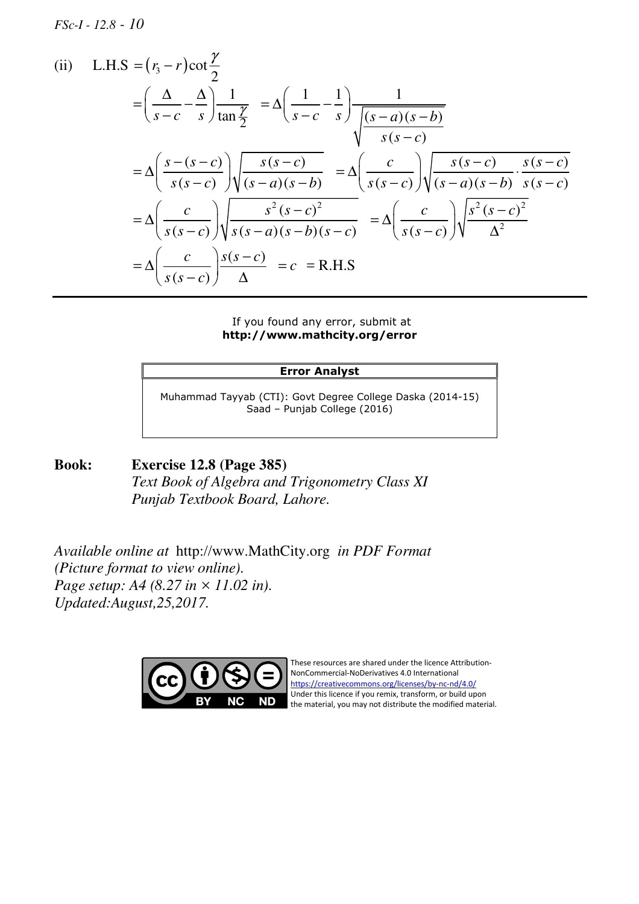(ii) $\quad \text{L.H.S} = (r_3 - r)\cot\dfrac{\gamma}{2}$

$$= \left(\frac{\Delta}{s-c} - \frac{\Delta}{s}\right)\frac{1}{\tan\frac{\gamma}{2}} \quad = \Delta\left(\frac{1}{s-c} - \frac{1}{s}\right)\frac{1}{\sqrt{\dfrac{(s-a)(s-b)}{s(s-c)}}}$$

$$= \Delta\left(\frac{s-(s-c)}{s(s-c)}\right)\sqrt{\frac{s(s-c)}{(s-a)(s-b)}} \quad = \Delta\left(\frac{c}{s(s-c)}\right)\sqrt{\frac{s(s-c)}{(s-a)(s-b)}\cdot\frac{s(s-c)}{s(s-c)}}$$

$$= \Delta\left(\frac{c}{s(s-c)}\right)\sqrt{\frac{s^2(s-c)^2}{s(s-a)(s-b)(s-c)}} \quad = \Delta\left(\frac{c}{s(s-c)}\right)\sqrt{\frac{s^2(s-c)^2}{\Delta^2}}$$

$$= \Delta\left(\frac{c}{s(s-c)}\right)\frac{s(s-c)}{\Delta} \quad = c \quad = \text{R.H.S}$$

---

If you found any error, submit at
**http://www.mathcity.org/error**

| **Error Analyst** |
|---|
| Muhammad Tayyab (CTI): Govt Degree College Daska (2014-15) <br> Saad – Punjab College (2016) |

**Book:** **Exercise 12.8 (Page 385)**
*Text Book of Algebra and Trigonometry Class XI*
*Punjab Textbook Board, Lahore.*

*Available online at* http://www.MathCity.org *in PDF Format*
*(Picture format to view online).*
*Page setup: A4 (8.27 in × 11.02 in).*
*Updated:August,25,2017.*

These resources are shared under the licence Attribution-NonCommercial-NoDerivatives 4.0 International https://creativecommons.org/licenses/by-nc-nd/4.0/
Under this licence if you remix, transform, or build upon the material, you may not distribute the modified material.